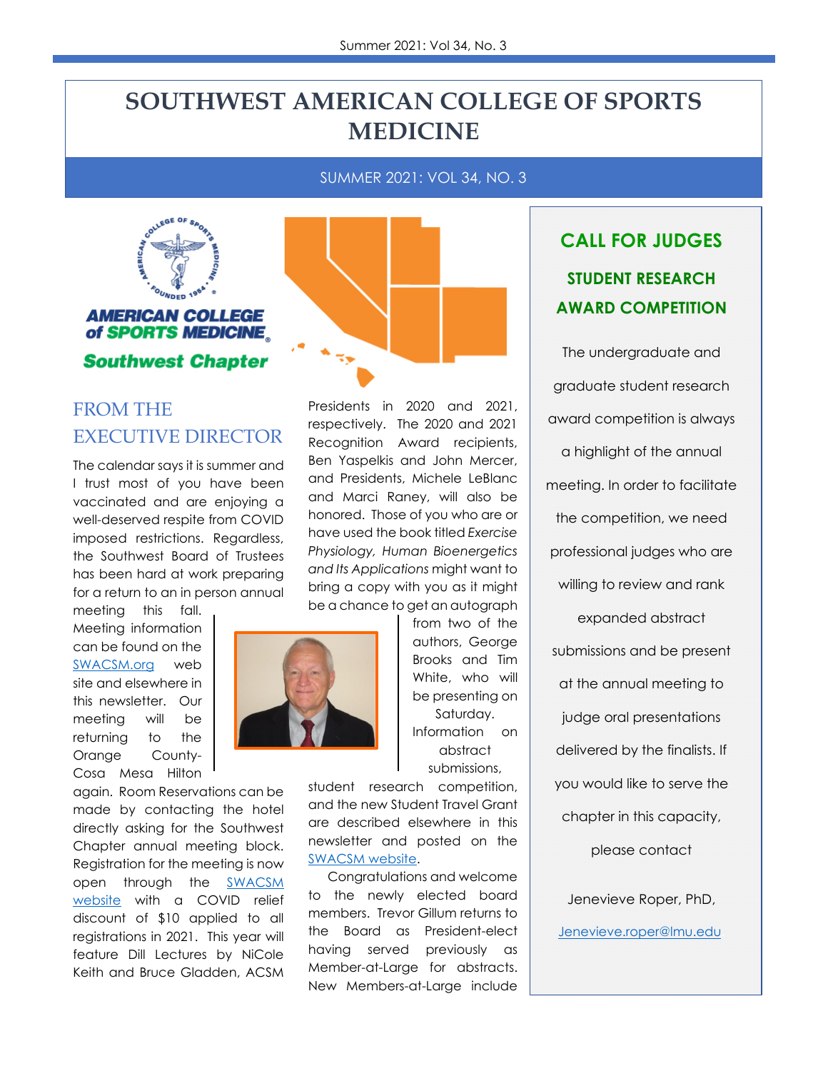# SOUTHWEST AMERICAN COLLEGE OF SPORTS MEDICINE

SUMMER 2021: VOL 34, NO. 3

## FROM THE EXECUTIVE DIRECTOR

The calendar says it is summer and I trust most of you have been vaccinated and are enjoying a well-deserved respite from COVID imposed restrictions. Regardless, the Southwest Board of Trustees has been hard at work preparing for a return to an in person annual meeting this fall. Meeting information can be found on the SWACSM.org web site and elsewhere in this newsletter. Our meeting will be returning to the Orange County-Cosa Mesa Hilton again. Room Reservations can be made by contacting the hotel directly asking for the Southwest Chapter annual meeting block. Registration for the meeting is now open through the SWACSM website with a COVID relief discount of $10 applied to all registrations in 2021. This year will feature Dill Lectures by NiCole Keith and Bruce Gladden, ACSM Presidents in 2020 and 2021, respectively. The 2020 and 2021 Recognition Award recipients, Ben Yaspelkis and John Mercer, and Presidents, Michele LeBlanc and Marci Raney, will also be honored. Those of you who are or have used the book titled *Exercise Physiology, Human Bioenergetics and Its Applications* might want to bring a copy with you as it might be a chance to get an autograph from two of the authors, George Brooks and Tim White, who will be presenting on Saturday. Information on abstract submissions, student research competition, and the new Student Travel Grant are described elsewhere in this newsletter and posted on the SWACSM website.

Congratulations and welcome to the newly elected board members. Trevor Gillum returns to the Board as President-elect having served previously as Member-at-Large for abstracts. New Members-at-Large include

## CALL FOR JUDGES

### STUDENT RESEARCH AWARD COMPETITION

The undergraduate and graduate student research award competition is always a highlight of the annual meeting. In order to facilitate the competition, we need professional judges who are willing to review and rank expanded abstract submissions and be present at the annual meeting to judge oral presentations delivered by the finalists. If you would like to serve the chapter in this capacity, please contact

Jenevieve Roper, PhD,

Jenevieve.roper@lmu.edu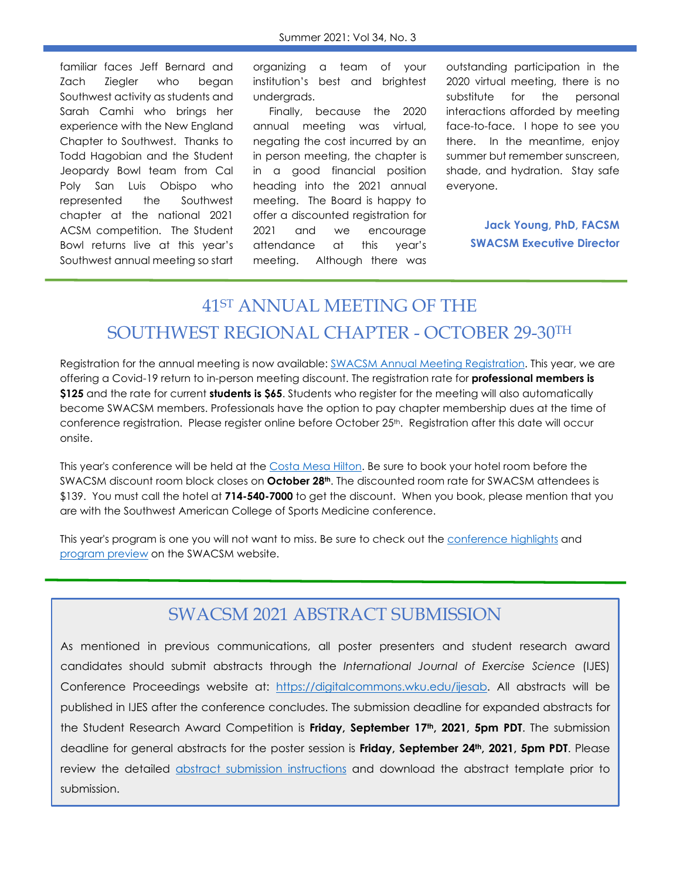familiar faces Jeff Bernard and Zach Ziegler who began Southwest activity as students and Sarah Camhi who brings her experience with the New England Chapter to Southwest. Thanks to Todd Hagobian and the Student Jeopardy Bowl team from Cal Poly San Luis Obispo who represented the Southwest chapter at the national 2021 ACSM competition. The Student Bowl returns live at this year's Southwest annual meeting so start organizing a team of your institution's best and brightest undergrads.

Finally, because the 2020 annual meeting was virtual, negating the cost incurred by an in person meeting, the chapter is in a good financial position heading into the 2021 annual meeting. The Board is happy to offer a discounted registration for 2021 and we encourage attendance at this year's meeting. Although there was outstanding participation in the 2020 virtual meeting, there is no substitute for the personal interactions afforded by meeting face-to-face. I hope to see you there. In the meantime, enjoy summer but remember sunscreen, shade, and hydration. Stay safe everyone.

**Jack Young, PhD, FACSM**
**SWACSM Executive Director**

## 41ST ANNUAL MEETING OF THE SOUTHWEST REGIONAL CHAPTER - OCTOBER 29-30TH

Registration for the annual meeting is now available: SWACSM Annual Meeting Registration. This year, we are offering a Covid-19 return to in-person meeting discount. The registration rate for **professional members is $125** and the rate for current **students is $65**. Students who register for the meeting will also automatically become SWACSM members. Professionals have the option to pay chapter membership dues at the time of conference registration. Please register online before October 25th. Registration after this date will occur onsite.

This year's conference will be held at the Costa Mesa Hilton. Be sure to book your hotel room before the SWACSM discount room block closes on **October 28th**. The discounted room rate for SWACSM attendees is $139. You must call the hotel at **714-540-7000** to get the discount. When you book, please mention that you are with the Southwest American College of Sports Medicine conference.

This year's program is one you will not want to miss. Be sure to check out the conference highlights and program preview on the SWACSM website.

## SWACSM 2021 ABSTRACT SUBMISSION

As mentioned in previous communications, all poster presenters and student research award candidates should submit abstracts through the *International Journal of Exercise Science* (IJES) Conference Proceedings website at: https://digitalcommons.wku.edu/ijesab. All abstracts will be published in IJES after the conference concludes. The submission deadline for expanded abstracts for the Student Research Award Competition is **Friday, September 17th, 2021, 5pm PDT**. The submission deadline for general abstracts for the poster session is **Friday, September 24th, 2021, 5pm PDT**. Please review the detailed abstract submission instructions and download the abstract template prior to submission.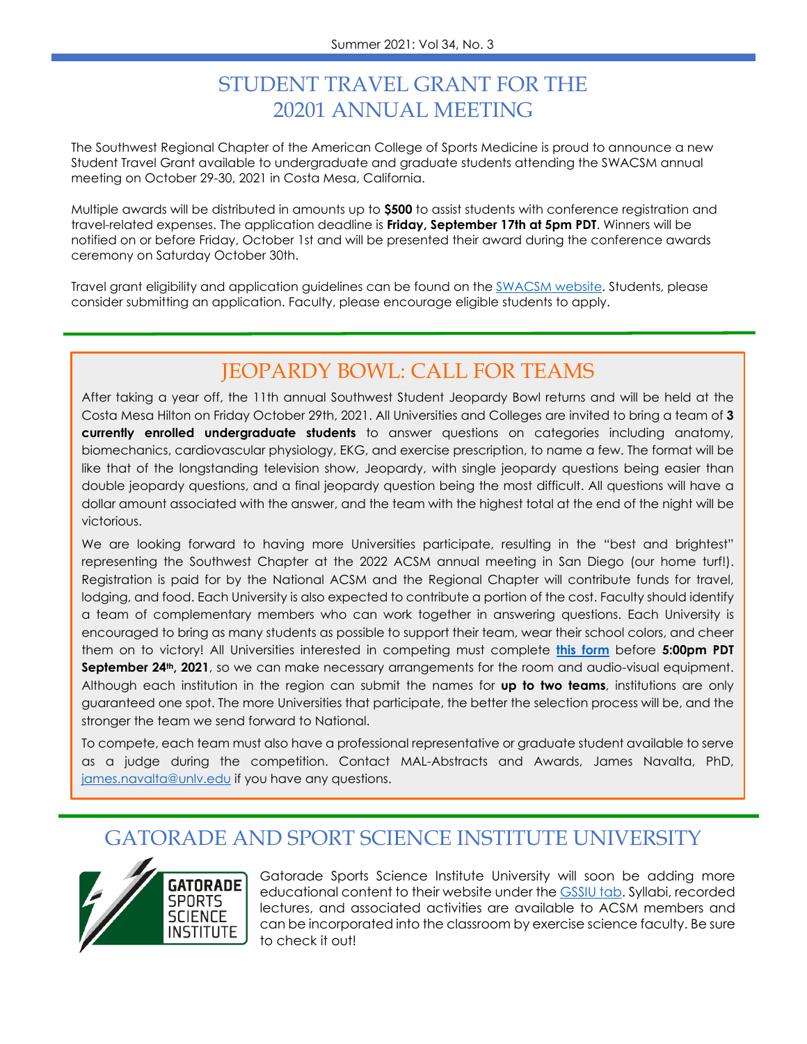## STUDENT TRAVEL GRANT FOR THE 20201 ANNUAL MEETING

The Southwest Regional Chapter of the American College of Sports Medicine is proud to announce a new Student Travel Grant available to undergraduate and graduate students attending the SWACSM annual meeting on October 29-30, 2021 in Costa Mesa, California.

Multiple awards will be distributed in amounts up to **$500** to assist students with conference registration and travel-related expenses. The application deadline is **Friday, September 17th at 5pm PDT**. Winners will be notified on or before Friday, October 1st and will be presented their award during the conference awards ceremony on Saturday October 30th.

Travel grant eligibility and application guidelines can be found on the SWACSM website. Students, please consider submitting an application. Faculty, please encourage eligible students to apply.

## JEOPARDY BOWL: CALL FOR TEAMS

After taking a year off, the 11th annual Southwest Student Jeopardy Bowl returns and will be held at the Costa Mesa Hilton on Friday October 29th, 2021. All Universities and Colleges are invited to bring a team of **3 currently enrolled undergraduate students** to answer questions on categories including anatomy, biomechanics, cardiovascular physiology, EKG, and exercise prescription, to name a few. The format will be like that of the longstanding television show, Jeopardy, with single jeopardy questions being easier than double jeopardy questions, and a final jeopardy question being the most difficult. All questions will have a dollar amount associated with the answer, and the team with the highest total at the end of the night will be victorious.

We are looking forward to having more Universities participate, resulting in the "best and brightest" representing the Southwest Chapter at the 2022 ACSM annual meeting in San Diego (our home turf!). Registration is paid for by the National ACSM and the Regional Chapter will contribute funds for travel, lodging, and food. Each University is also expected to contribute a portion of the cost. Faculty should identify a team of complementary members who can work together in answering questions. Each University is encouraged to bring as many students as possible to support their team, wear their school colors, and cheer them on to victory! All Universities interested in competing must complete **this form** before **5:00pm PDT September 24th, 2021**, so we can make necessary arrangements for the room and audio-visual equipment. Although each institution in the region can submit the names for **up to two teams**, institutions are only guaranteed one spot. The more Universities that participate, the better the selection process will be, and the stronger the team we send forward to National.

To compete, each team must also have a professional representative or graduate student available to serve as a judge during the competition. Contact MAL-Abstracts and Awards, James Navalta, PhD, james.navalta@unlv.edu if you have any questions.

## GATORADE AND SPORT SCIENCE INSTITUTE UNIVERSITY

Gatorade Sports Science Institute University will soon be adding more educational content to their website under the GSSIU tab. Syllabi, recorded lectures, and associated activities are available to ACSM members and can be incorporated into the classroom by exercise science faculty. Be sure to check it out!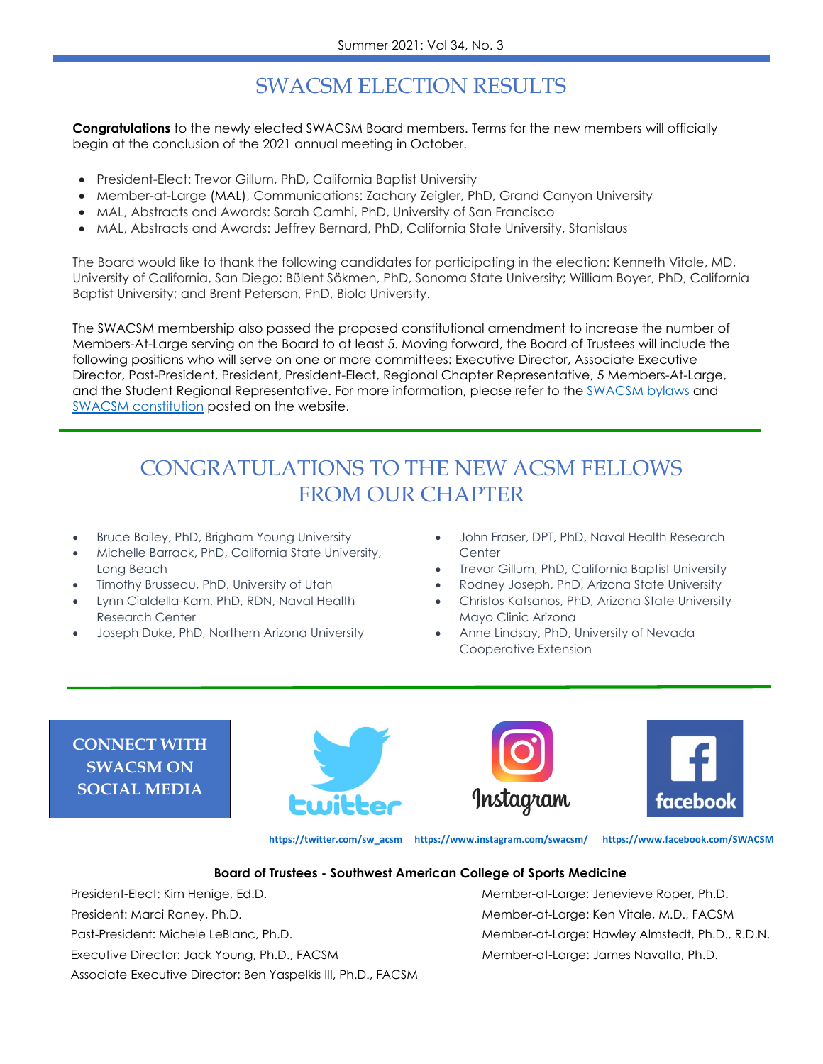# SWACSM ELECTION RESULTS

**Congratulations** to the newly elected SWACSM Board members. Terms for the new members will officially begin at the conclusion of the 2021 annual meeting in October.

- President-Elect: Trevor Gillum, PhD, California Baptist University
- Member-at-Large (MAL), Communications: Zachary Zeigler, PhD, Grand Canyon University
- MAL, Abstracts and Awards: Sarah Camhi, PhD, University of San Francisco
- MAL, Abstracts and Awards: Jeffrey Bernard, PhD, California State University, Stanislaus

The Board would like to thank the following candidates for participating in the election: Kenneth Vitale, MD, University of California, San Diego; Bülent Sökmen, PhD, Sonoma State University; William Boyer, PhD, California Baptist University; and Brent Peterson, PhD, Biola University.

The SWACSM membership also passed the proposed constitutional amendment to increase the number of Members-At-Large serving on the Board to at least 5. Moving forward, the Board of Trustees will include the following positions who will serve on one or more committees: Executive Director, Associate Executive Director, Past-President, President, President-Elect, Regional Chapter Representative, 5 Members-At-Large, and the Student Regional Representative. For more information, please refer to the SWACSM bylaws and SWACSM constitution posted on the website.

# CONGRATULATIONS TO THE NEW ACSM FELLOWS FROM OUR CHAPTER

- Bruce Bailey, PhD, Brigham Young University
- Michelle Barrack, PhD, California State University, Long Beach
- Timothy Brusseau, PhD, University of Utah
- Lynn Cialdella-Kam, PhD, RDN, Naval Health Research Center
- Joseph Duke, PhD, Northern Arizona University
- John Fraser, DPT, PhD, Naval Health Research Center
- Trevor Gillum, PhD, California Baptist University
- Rodney Joseph, PhD, Arizona State University
- Christos Katsanos, PhD, Arizona State University-Mayo Clinic Arizona
- Anne Lindsay, PhD, University of Nevada Cooperative Extension

## CONNECT WITH SWACSM ON SOCIAL MEDIA

https://twitter.com/sw_acsm https://www.instagram.com/swacsm/ https://www.facebook.com/SWACSM

**Board of Trustees - Southwest American College of Sports Medicine**

President-Elect: Kim Henige, Ed.D.
President: Marci Raney, Ph.D.
Past-President: Michele LeBlanc, Ph.D.
Executive Director: Jack Young, Ph.D., FACSM
Associate Executive Director: Ben Yaspelkis III, Ph.D., FACSM
Member-at-Large: Jenevieve Roper, Ph.D.
Member-at-Large: Ken Vitale, M.D., FACSM
Member-at-Large: Hawley Almstedt, Ph.D., R.D.N.
Member-at-Large: James Navalta, Ph.D.